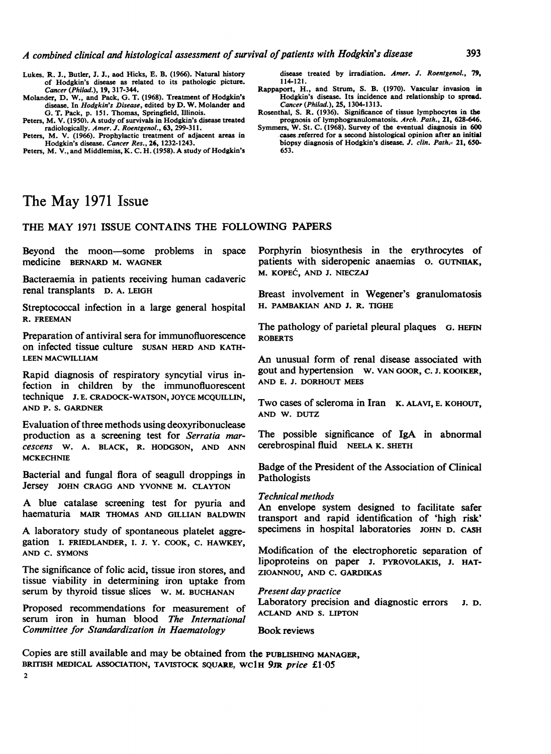Lukes, R. J., Butler, J. J., and Hicks, E. B. (1966). Natural history of Hodgkin's disease as related to its pathologic picture. *Cancer (Philad.)*, 19, 317-344.

Molander, D. W., and Pack, G. T. (1968). Treatment of Hodgkin's disease. In *Hodgkin's Disease*, edited by D. W. Molander and G. T. Pack, p. 151. Thomas, Springfield, Illinois.

Peters, M. V. (1950). A study of survivals in Hodgkin's disease treated radiologically. *Amer. J. Roentgenol.*, 63, 299-311.

Peters, M. V. (1966). Prophylactic treatment of adjacent areas in Hodgkin's disease. *Cancer Res.*, 26, 1232-1243.

Peters, M. V., and Middlemiss, K. C. H. (1958). A study of Hodgkin's disease treated by irradiation. *Amer. J. Roentgenol.*, 79, 114-121.

Rappaport, H., and Strum, S. B. (1970). Vascular invasion in Hodgkin's disease. Its incidence and relationship to spread. *Cancer (Philad.)*, 25, 1304-1313.

Rosenthal, S. R. (1936). Significance of tissue lymphocytes in the prognosis of lymphogranulomatosis. *Arch. Path.*, 21, 628-646.

Symmers, W. St. C. (1968). Survey of the eventual diagnosis in 600 cases referred for a second histological opinion after an initial biopsy diagnosis of Hodgkin's disease. *J. clin. Path.*, 21, 650-653.

# The May 1971 Issue

## THE MAY 1971 ISSUE CONTAINS THE FOLLOWING PAPERS

Beyond the moon—some problems in space medicine BERNARD M. WAGNER

Bacteraemia in patients receiving human cadaveric renal transplants D. A. LEIGH

Streptococcal infection in a large general hospital R. FREEMAN

Preparation of antiviral sera for immunofluorescence on infected tissue culture SUSAN HERD AND KATHLEEN MACWILLIAM

Rapid diagnosis of respiratory syncytial virus infection in children by the immunofluorescent technique J. E. CRADOCK-WATSON, JOYCE MCQUILLIN, AND P. S. GARDNER

Evaluation of three methods using deoxyribonuclease production as a screening test for *Serratia marcescens* W. A. BLACK, R. HODGSON, AND ANN MCKECHNIE

Bacterial and fungal flora of seagull droppings in Jersey JOHN CRAGG AND YVONNE M. CLAYTON

A blue catalase screening test for pyuria and haematuria MAIR THOMAS AND GILLIAN BALDWIN

A laboratory study of spontaneous platelet aggregation I. FRIEDLANDER, I. J. Y. COOK, C. HAWKEY, AND C. SYMONS

The significance of folic acid, tissue iron stores, and tissue viability in determining iron uptake from serum by thyroid tissue slices W. M. BUCHANAN

Proposed recommendations for measurement of serum iron in human blood *The International Committee for Standardization in Haematology*

Porphyrin biosynthesis in the erythrocytes of patients with sideropenic anaemias O. GUTNIIAK, M. KOPEĆ, AND J. NIECZAJ

Breast involvement in Wegener's granulomatosis H. PAMBAKIAN AND J. R. TIGHE

The pathology of parietal pleural plaques G. HEFIN ROBERTS

An unusual form of renal disease associated with gout and hypertension W. VAN GOOR, C. J. KOOIKER, AND E. J. DORHOUT MEES

Two cases of scleroma in Iran K. ALAVI, E. KOHOUT, AND W. DUTZ

The possible significance of IgA in abnormal cerebrospinal fluid NEELA K. SHETH

Badge of the President of the Association of Clinical Pathologists

*Technical methods*

An envelope system designed to facilitate safer transport and rapid identification of 'high risk' specimens in hospital laboratories JOHN D. CASH

Modification of the electrophoretic separation of lipoproteins on paper J. PYROVOLAKIS, J. HATZIOANNOU, AND C. GARDIKAS

*Present day practice*

Laboratory precision and diagnostic errors J. D. ACLAND AND S. LIPTON

Book reviews

Copies are still available and may be obtained from the PUBLISHING MANAGER, BRITISH MEDICAL ASSOCIATION, TAVISTOCK SQUARE, WC1H 9JR *price* £1·05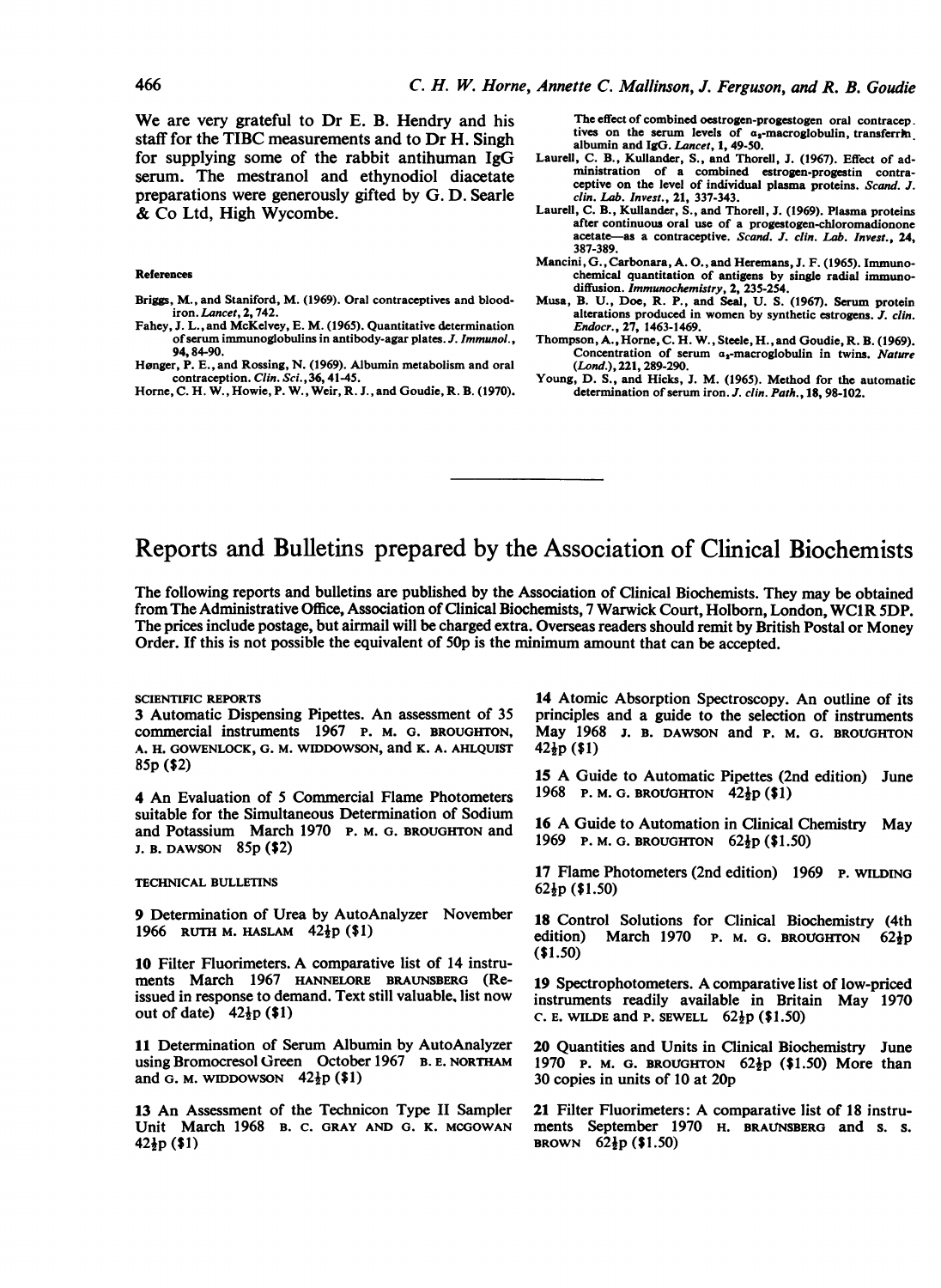We are very grateful to Dr E. B. Hendry and his staff for the TIBC measurements and to Dr H. Singh for supplying some of the rabbit antihuman IgG serum. The mestranol and ethynodiol diacetate preparations were generously gifted by G. D. Searle & Co Ltd, High Wycombe.

#### References

Briggs, M., and Staniford, M. (1969). Oral contraceptives and blood-iron. *Lancet*, 2, 742.

Fahey, J. L., and McKelvey, E. M. (1965). Quantitative determination of serum immunoglobulins in antibody-agar plates. *J. Immunol.*, 94, 84-90.

Hønger, P. E., and Rossing, N. (1969). Albumin metabolism and oral contraception. *Clin. Sci.*, 36, 41-45.

Horne, C. H. W., Howie, P. W., Weir, R. J., and Goudie, R. B. (1970). The effect of combined oestrogen-progestogen oral contraceptives on the serum levels of $\alpha_2$-macroglobulin, transferrin, albumin and IgG. *Lancet*, 1, 49-50.

Laurell, C. B., Kullander, S., and Thorell, J. (1967). Effect of administration of a combined estrogen-progestin contraceptive on the level of individual plasma proteins. *Scand. J. clin. Lab. Invest.*, 21, 337-343.

Laurell, C. B., Kullander, S., and Thorell, J. (1969). Plasma proteins after continuous oral use of a progestogen-chloromadionone acetate—as a contraceptive. *Scand. J. clin. Lab. Invest.*, 24, 387-389.

Mancini, G., Carbonara, A. O., and Heremans, J. F. (1965). Immunochemical quantitation of antigens by single radial immunodiffusion. *Immunochemistry*, 2, 235-254.

Musa, B. U., Doe, R. P., and Seal, U. S. (1967). Serum protein alterations produced in women by synthetic estrogens. *J. clin. Endocr.*, 27, 1463-1469.

Thompson, A., Horne, C. H. W., Steele, H., and Goudie, R. B. (1969). Concentration of serum $\alpha_2$-macroglobulin in twins. *Nature (Lond.)*, 221, 289-290.

Young, D. S., and Hicks, J. M. (1965). Method for the automatic determination of serum iron. *J. clin. Path.*, 18, 98-102.

# Reports and Bulletins prepared by the Association of Clinical Biochemists

The following reports and bulletins are published by the Association of Clinical Biochemists. They may be obtained from The Administrative Office, Association of Clinical Biochemists, 7 Warwick Court, Holborn, London, WC1R 5DP. The prices include postage, but airmail will be charged extra. Overseas readers should remit by British Postal or Money Order. If this is not possible the equivalent of 50p is the minimum amount that can be accepted.

#### SCIENTIFIC REPORTS

3 Automatic Dispensing Pipettes. An assessment of 35 commercial instruments 1967 P. M. G. BROUGHTON, A. H. GOWENLOCK, G. M. WIDDOWSON, and K. A. AHLQUIST 85p ($2)

4 An Evaluation of 5 Commercial Flame Photometers suitable for the Simultaneous Determination of Sodium and Potassium March 1970 P. M. G. BROUGHTON and J. B. DAWSON 85p ($2)

#### TECHNICAL BULLETINS

9 Determination of Urea by AutoAnalyzer November 1966 RUTH M. HASLAM 42½p ($1)

10 Filter Fluorimeters. A comparative list of 14 instruments March 1967 HANNELORE BRAUNSBERG (Reissued in response to demand. Text still valuable, list now out of date) 42½p ($1)

11 Determination of Serum Albumin by AutoAnalyzer using Bromocresol Green October 1967 B. E. NORTHAM and G. M. WIDDOWSON 42½p ($1)

13 An Assessment of the Technicon Type II Sampler Unit March 1968 B. C. GRAY AND G. K. MCGOWAN 42½p ($1)

14 Atomic Absorption Spectroscopy. An outline of its principles and a guide to the selection of instruments May 1968 J. B. DAWSON and P. M. G. BROUGHTON 42½p ($1)

15 A Guide to Automatic Pipettes (2nd edition) June 1968 P. M. G. BROUGHTON 42½p ($1)

16 A Guide to Automation in Clinical Chemistry May 1969 P. M. G. BROUGHTON 62½p ($1.50)

17 Flame Photometers (2nd edition) 1969 P. WILDING 62½p ($1.50)

18 Control Solutions for Clinical Biochemistry (4th edition) March 1970 P. M. G. BROUGHTON 62½p ($1.50)

19 Spectrophotometers. A comparative list of low-priced instruments readily available in Britain May 1970 C. E. WILDE and P. SEWELL 62½p ($1.50)

20 Quantities and Units in Clinical Biochemistry June 1970 P. M. G. BROUGHTON 62½p ($1.50) More than 30 copies in units of 10 at 20p

21 Filter Fluorimeters: A comparative list of 18 instruments September 1970 H. BRAUNSBERG and S. S. BROWN 62½p ($1.50)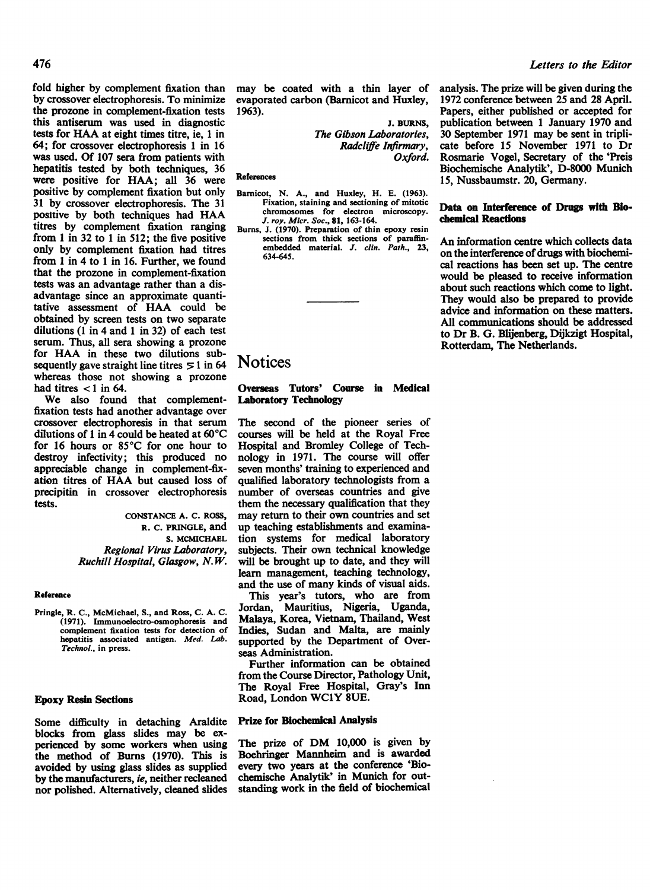fold higher by complement fixation than by crossover electrophoresis. To minimize the prozone in complement-fixation tests this antiserum was used in diagnostic tests for HAA at eight times titre, ie, 1 in 64; for crossover electrophoresis 1 in 16 was used. Of 107 sera from patients with hepatitis tested by both techniques, 36 were positive for HAA; all 36 were positive by complement fixation but only 31 by crossover electrophoresis. The 31 positive by both techniques had HAA titres by complement fixation ranging from 1 in 32 to 1 in 512; the five positive only by complement fixation had titres from 1 in 4 to 1 in 16. Further, we found that the prozone in complement-fixation tests was an advantage rather than a disadvantage since an approximate quantitative assessment of HAA could be obtained by screen tests on two separate dilutions (1 in 4 and 1 in 32) of each test serum. Thus, all sera showing a prozone for HAA in these two dilutions subsequently gave straight line titres $\geq$ 1 in 64 whereas those not showing a prozone had titres $<$ 1 in 64.

We also found that complement-fixation tests had another advantage over crossover electrophoresis in that serum dilutions of 1 in 4 could be heated at 60°C for 16 hours or 85°C for one hour to destroy infectivity; this produced no appreciable change in complement-fixation titres of HAA but caused loss of precipitin in crossover electrophoresis tests.

CONSTANCE A. C. ROSS,
R. C. PRINGLE, and
S. MCMICHAEL
*Regional Virus Laboratory, Ruchill Hospital, Glasgow, N.W.*

#### Reference

Pringle, R. C., McMichael, S., and Ross, C. A. C. (1971). Immunoelectro-osmophoresis and complement fixation tests for detection of hepatitis associated antigen. *Med. Lab. Technol.*, in press.

### Epoxy Resin Sections

Some difficulty in detaching Araldite blocks from glass slides may be experienced by some workers when using the method of Burns (1970). This is avoided by using glass slides as supplied by the manufacturers, *ie*, neither recleaned nor polished. Alternatively, cleaned slides may be coated with a thin layer of evaporated carbon (Barnicot and Huxley, 1963).

J. BURNS,
*The Gibson Laboratories, Radcliffe Infirmary, Oxford.*

#### References

Barnicot, N. A., and Huxley, H. E. (1963). Fixation, staining and sectioning of mitotic chromosomes for electron microscopy. *J. roy. Micr. Soc.*, **81**, 163-164.

Burns, J. (1970). Preparation of thin epoxy resin sections from thick sections of paraffin-embedded material. *J. clin. Path.*, **23**, 634-645.

# Notices

### Overseas Tutors' Course in Medical Laboratory Technology

The second of the pioneer series of courses will be held at the Royal Free Hospital and Bromley College of Technology in 1971. The course will offer seven months' training to experienced and qualified laboratory technologists from a number of overseas countries and give them the necessary qualification that they may return to their own countries and set up teaching establishments and examination systems for medical laboratory subjects. Their own technical knowledge will be brought up to date, and they will learn management, teaching technology, and the use of many kinds of visual aids.

This year's tutors, who are from Jordan, Mauritius, Nigeria, Uganda, Malaya, Korea, Vietnam, Thailand, West Indies, Sudan and Malta, are mainly supported by the Department of Overseas Administration.

Further information can be obtained from the Course Director, Pathology Unit, The Royal Free Hospital, Gray's Inn Road, London WC1Y 8UE.

### Prize for Biochemical Analysis

The prize of DM 10,000 is given by Boehringer Mannheim and is awarded every two years at the conference 'Biochemische Analytik' in Munich for outstanding work in the field of biochemical analysis. The prize will be given during the 1972 conference between 25 and 28 April. Papers, either published or accepted for publication between 1 January 1970 and 30 September 1971 may be sent in triplicate before 15 November 1971 to Dr Rosmarie Vogel, Secretary of the 'Preis Biochemische Analytik', D-8000 Munich 15, Nussbaumstr. 20, Germany.

### Data on Interference of Drugs with Biochemical Reactions

An information centre which collects data on the interference of drugs with biochemical reactions has been set up. The centre would be pleased to receive information about such reactions which come to light. They would also be prepared to provide advice and information on these matters. All communications should be addressed to Dr B. G. Blijenberg, Dijkzigt Hospital, Rotterdam, The Netherlands.